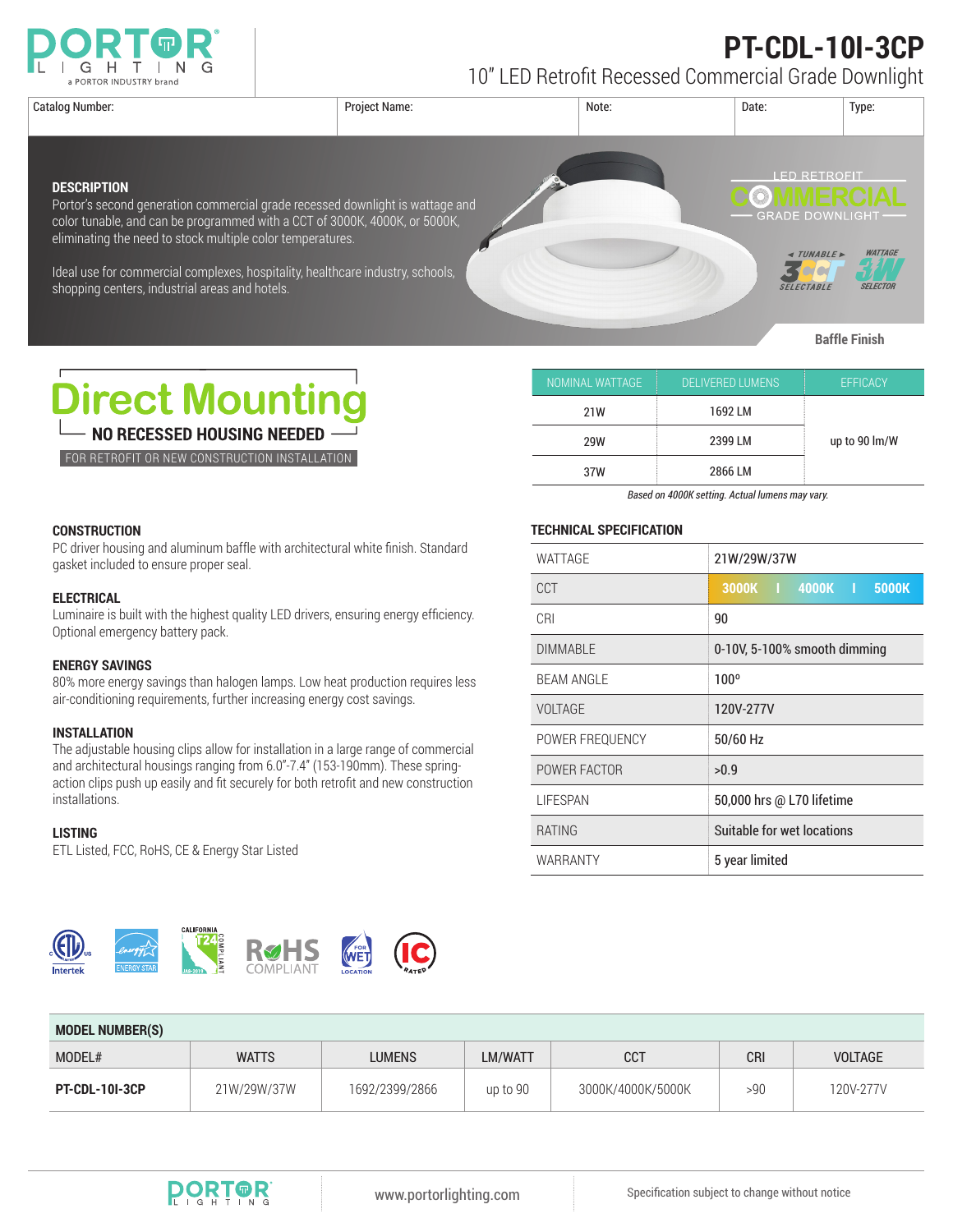# PT-CDL-10I-3CP

10" LED Retrofit Recessed Commercial Grade Downlight

| Catalog Number: | Project Name: | Note: | Date: | Type: |
|---|---|---|---|---|
| | | | | |

## DESCRIPTION

Porter's second generation commercial grade recessed downlight is wattage and color tunable, and can be programmed with a CCT of 3000K, 4000K, or 5000K, eliminating the need to stock multiple color temperatures.

Ideal use for commercial complexes, hospitality, healthcare industry, schools, shopping centers, industrial areas and hotels.

LED RETROFIT COMMERCIAL GRADE DOWNLIGHT

TUNABLE 3CCT SELECTABLE | WATTAGE 3W SELECTOR

Baffle Finish

## Direct Mounting

**NO RECESSED HOUSING NEEDED**

FOR RETROFIT OR NEW CONSTRUCTION INSTALLATION

| NOMINAL WATTAGE | DELIVERED LUMENS | EFFICACY |
|---|---|---|
| 21W | 1692 LM | up to 90 lm/W |
| 29W | 2399 LM | |
| 37W | 2866 LM | |

*Based on 4000K setting. Actual lumens may vary.*

### CONSTRUCTION

PC driver housing and aluminum baffle with architectural white finish. Standard gasket included to ensure proper seal.

### ELECTRICAL

Luminaire is built with the highest quality LED drivers, ensuring energy efficiency. Optional emergency battery pack.

### ENERGY SAVINGS

80% more energy savings than halogen lamps. Low heat production requires less air-conditioning requirements, further increasing energy cost savings.

### INSTALLATION

The adjustable housing clips allow for installation in a large range of commercial and architectural housings ranging from 6.0"-7.4" (153-190mm). These spring-action clips push up easily and fit securely for both retrofit and new construction installations.

### LISTING

ETL Listed, FCC, RoHS, CE & Energy Star Listed

### TECHNICAL SPECIFICATION

| | |
|---|---|
| WATTAGE | 21W/29W/37W |
| CCT | 3000K I 4000K I 5000K |
| CRI | 90 |
| DIMMABLE | 0-10V, 5-100% smooth dimming |
| BEAM ANGLE | 100º |
| VOLTAGE | 120V-277V |
| POWER FREQUENCY | 50/60 Hz |
| POWER FACTOR | >0.9 |
| LIFESPAN | 50,000 hrs @ L70 lifetime |
| RATING | Suitable for wet locations |
| WARRANTY | 5 year limited |

ETL Intertek | ENERGY STAR | CALIFORNIA T24 COMPLIANT | RoHS COMPLIANT | FOR WET LOCATION | IC RATED

### MODEL NUMBER(S)

| MODEL# | WATTS | LUMENS | LM/WATT | CCT | CRI | VOLTAGE |
|---|---|---|---|---|---|---|
| **PT-CDL-10I-3CP** | 21W/29W/37W | 1692/2399/2866 | up to 90 | 3000K/4000K/5000K | >90 | 120V-277V |

www.portorlighting.com

Specification subject to change without notice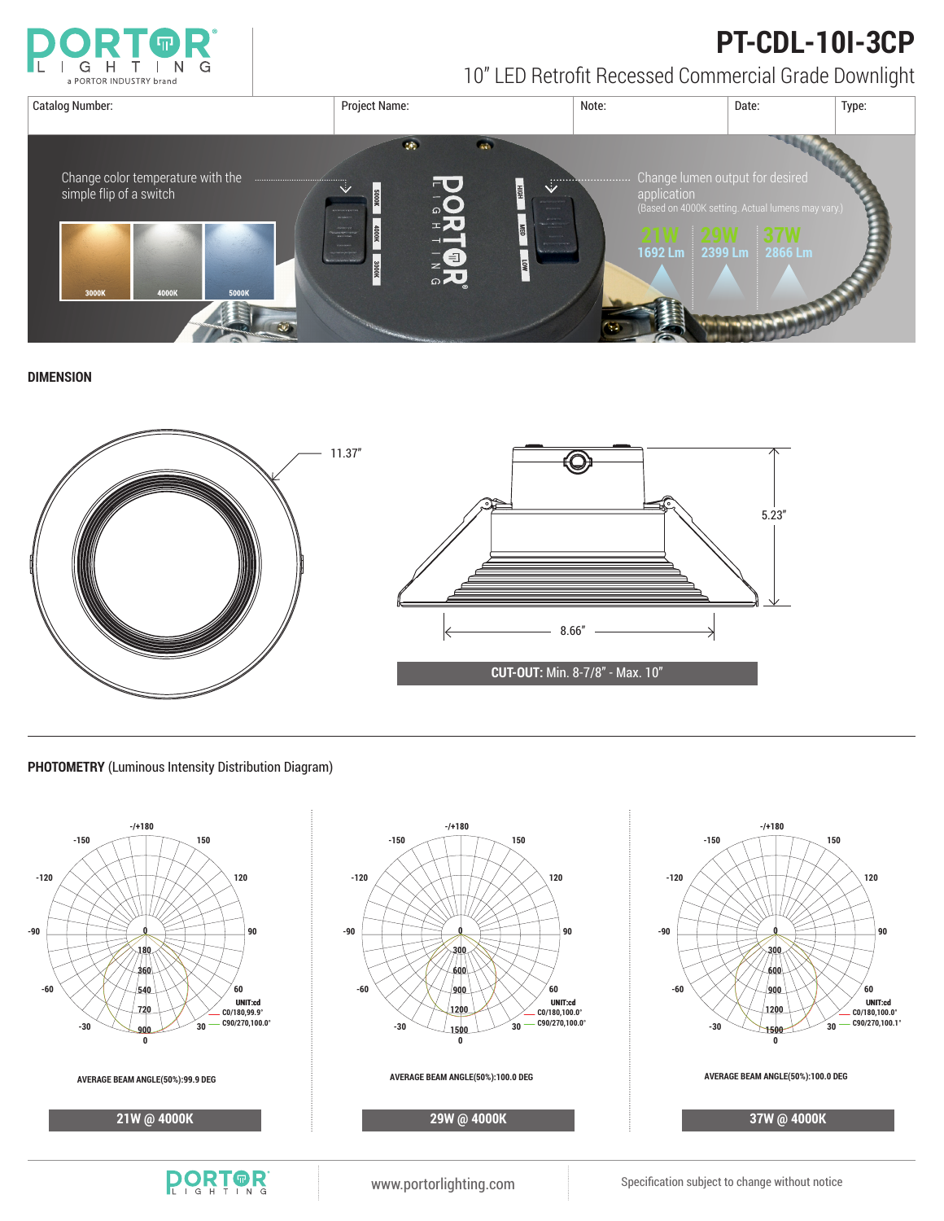# PT-CDL-10I-3CP

## 10" LED Retrofit Recessed Commercial Grade Downlight

| Catalog Number: | Project Name: | Note: | Date: | Type: |
|---|---|---|---|---|
| | | | | |

Change color temperature with the simple flip of a switch

3000K 4000K 5000K

5000K 4000K 3000K

HIGH MED LOW

Change lumen output for desired application
(Based on 4000K setting. Actual lumens may vary.)

21W 1692 Lm | 29W 2399 Lm | 37W 2866 Lm

### DIMENSION

11.37"

5.23"

8.66"

**CUT-OUT:** Min. 8-7/8" - Max. 10"

### PHOTOMETRY (Luminous Intensity Distribution Diagram)

-/+180
-150 150
-120 120
-90 90
-60 60
-30 30
0
180 360 540 720 900
UNIT:cd
C0/180,99.9°
C90/270,100.0°

AVERAGE BEAM ANGLE(50%):99.9 DEG

**21W @ 4000K**

-/+180
-150 150
-120 120
-90 90
-60 60
-30 30
0
300 600 900 1200 1500
UNIT:cd
C0/180,100.0°
C90/270,100.0°

AVERAGE BEAM ANGLE(50%):100.0 DEG

**29W @ 4000K**

-/+180
-150 150
-120 120
-90 90
-60 60
-30 30
0
300 600 900 1200 1500
UNIT:cd
C0/180,100.0°
C90/270,100.1°

AVERAGE BEAM ANGLE(50%):100.0 DEG

**37W @ 4000K**

www.portorlighting.com

Specification subject to change without notice